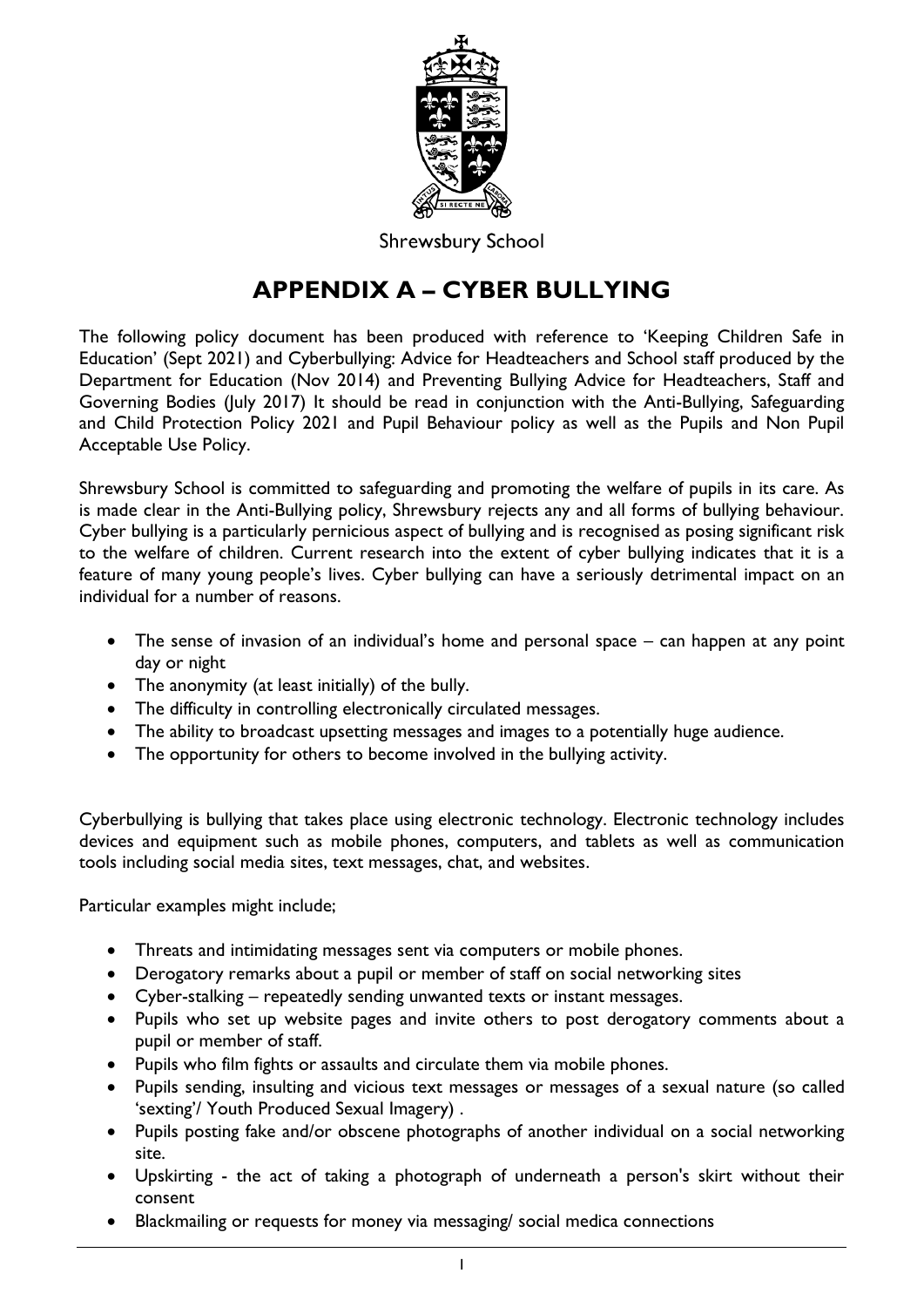Shrewsbury School

# APPENDIX A – CYBER BULLYING

The following policy document has been produced with reference to 'Keeping Children Safe in Education' (Sept 2021) and Cyberbullying: Advice for Headteachers and School staff produced by the Department for Education (Nov 2014) and Preventing Bullying Advice for Headteachers, Staff and Governing Bodies (July 2017) It should be read in conjunction with the Anti-Bullying, Safeguarding and Child Protection Policy 2021 and Pupil Behaviour policy as well as the Pupils and Non Pupil Acceptable Use Policy.

Shrewsbury School is committed to safeguarding and promoting the welfare of pupils in its care. As is made clear in the Anti-Bullying policy, Shrewsbury rejects any and all forms of bullying behaviour. Cyber bullying is a particularly pernicious aspect of bullying and is recognised as posing significant risk to the welfare of children. Current research into the extent of cyber bullying indicates that it is a feature of many young people's lives. Cyber bullying can have a seriously detrimental impact on an individual for a number of reasons.

- The sense of invasion of an individual's home and personal space – can happen at any point day or night
- The anonymity (at least initially) of the bully.
- The difficulty in controlling electronically circulated messages.
- The ability to broadcast upsetting messages and images to a potentially huge audience.
- The opportunity for others to become involved in the bullying activity.

Cyberbullying is bullying that takes place using electronic technology. Electronic technology includes devices and equipment such as mobile phones, computers, and tablets as well as communication tools including social media sites, text messages, chat, and websites.

Particular examples might include;

- Threats and intimidating messages sent via computers or mobile phones.
- Derogatory remarks about a pupil or member of staff on social networking sites
- Cyber-stalking – repeatedly sending unwanted texts or instant messages.
- Pupils who set up website pages and invite others to post derogatory comments about a pupil or member of staff.
- Pupils who film fights or assaults and circulate them via mobile phones.
- Pupils sending, insulting and vicious text messages or messages of a sexual nature (so called 'sexting'/ Youth Produced Sexual Imagery) .
- Pupils posting fake and/or obscene photographs of another individual on a social networking site.
- Upskirting - the act of taking a photograph of underneath a person's skirt without their consent
- Blackmailing or requests for money via messaging/ social medica connections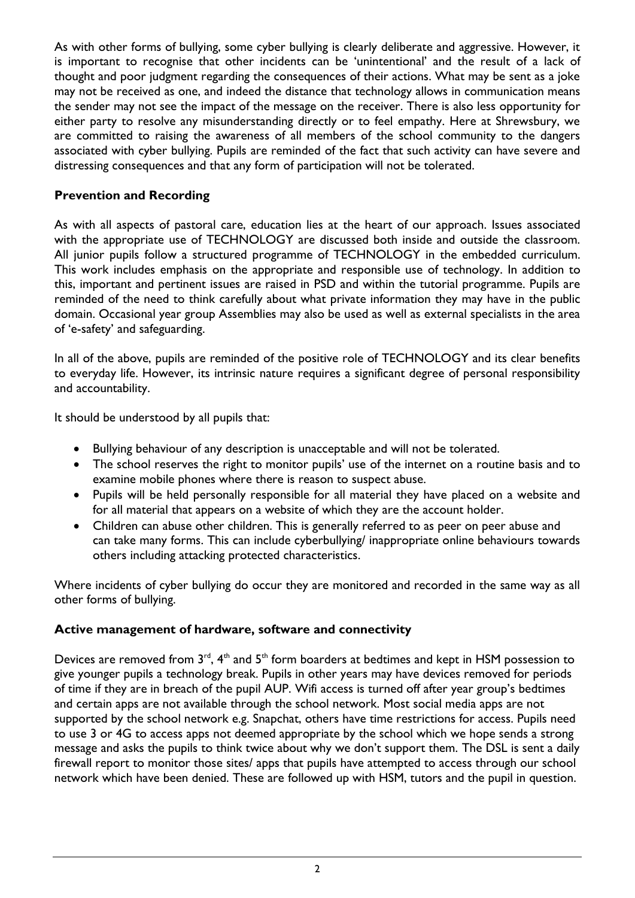As with other forms of bullying, some cyber bullying is clearly deliberate and aggressive. However, it is important to recognise that other incidents can be 'unintentional' and the result of a lack of thought and poor judgment regarding the consequences of their actions. What may be sent as a joke may not be received as one, and indeed the distance that technology allows in communication means the sender may not see the impact of the message on the receiver. There is also less opportunity for either party to resolve any misunderstanding directly or to feel empathy. Here at Shrewsbury, we are committed to raising the awareness of all members of the school community to the dangers associated with cyber bullying. Pupils are reminded of the fact that such activity can have severe and distressing consequences and that any form of participation will not be tolerated.

### Prevention and Recording

As with all aspects of pastoral care, education lies at the heart of our approach. Issues associated with the appropriate use of TECHNOLOGY are discussed both inside and outside the classroom. All junior pupils follow a structured programme of TECHNOLOGY in the embedded curriculum. This work includes emphasis on the appropriate and responsible use of technology. In addition to this, important and pertinent issues are raised in PSD and within the tutorial programme. Pupils are reminded of the need to think carefully about what private information they may have in the public domain. Occasional year group Assemblies may also be used as well as external specialists in the area of 'e-safety' and safeguarding.

In all of the above, pupils are reminded of the positive role of TECHNOLOGY and its clear benefits to everyday life. However, its intrinsic nature requires a significant degree of personal responsibility and accountability.

It should be understood by all pupils that:

- Bullying behaviour of any description is unacceptable and will not be tolerated.
- The school reserves the right to monitor pupils' use of the internet on a routine basis and to examine mobile phones where there is reason to suspect abuse.
- Pupils will be held personally responsible for all material they have placed on a website and for all material that appears on a website of which they are the account holder.
- Children can abuse other children. This is generally referred to as peer on peer abuse and can take many forms. This can include cyberbullying/ inappropriate online behaviours towards others including attacking protected characteristics.

Where incidents of cyber bullying do occur they are monitored and recorded in the same way as all other forms of bullying.

### Active management of hardware, software and connectivity

Devices are removed from 3rd, 4th and 5th form boarders at bedtimes and kept in HSM possession to give younger pupils a technology break. Pupils in other years may have devices removed for periods of time if they are in breach of the pupil AUP. Wifi access is turned off after year group's bedtimes and certain apps are not available through the school network. Most social media apps are not supported by the school network e.g. Snapchat, others have time restrictions for access. Pupils need to use 3 or 4G to access apps not deemed appropriate by the school which we hope sends a strong message and asks the pupils to think twice about why we don't support them. The DSL is sent a daily firewall report to monitor those sites/ apps that pupils have attempted to access through our school network which have been denied. These are followed up with HSM, tutors and the pupil in question.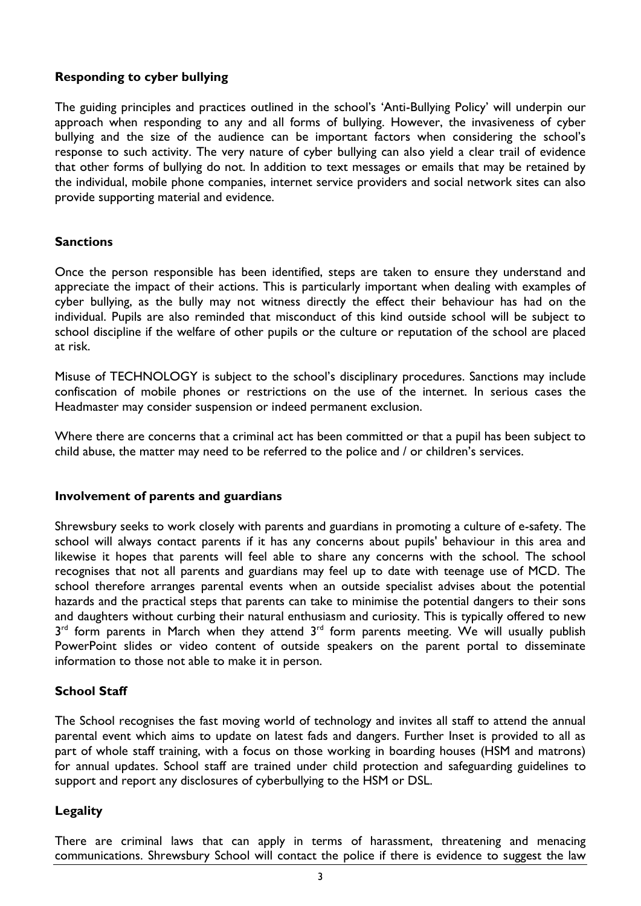### Responding to cyber bullying

The guiding principles and practices outlined in the school's 'Anti-Bullying Policy' will underpin our approach when responding to any and all forms of bullying. However, the invasiveness of cyber bullying and the size of the audience can be important factors when considering the school's response to such activity. The very nature of cyber bullying can also yield a clear trail of evidence that other forms of bullying do not. In addition to text messages or emails that may be retained by the individual, mobile phone companies, internet service providers and social network sites can also provide supporting material and evidence.

### Sanctions

Once the person responsible has been identified, steps are taken to ensure they understand and appreciate the impact of their actions. This is particularly important when dealing with examples of cyber bullying, as the bully may not witness directly the effect their behaviour has had on the individual. Pupils are also reminded that misconduct of this kind outside school will be subject to school discipline if the welfare of other pupils or the culture or reputation of the school are placed at risk.

Misuse of TECHNOLOGY is subject to the school's disciplinary procedures. Sanctions may include confiscation of mobile phones or restrictions on the use of the internet. In serious cases the Headmaster may consider suspension or indeed permanent exclusion.

Where there are concerns that a criminal act has been committed or that a pupil has been subject to child abuse, the matter may need to be referred to the police and / or children's services.

### Involvement of parents and guardians

Shrewsbury seeks to work closely with parents and guardians in promoting a culture of e-safety. The school will always contact parents if it has any concerns about pupils' behaviour in this area and likewise it hopes that parents will feel able to share any concerns with the school. The school recognises that not all parents and guardians may feel up to date with teenage use of MCD. The school therefore arranges parental events when an outside specialist advises about the potential hazards and the practical steps that parents can take to minimise the potential dangers to their sons and daughters without curbing their natural enthusiasm and curiosity. This is typically offered to new 3rd form parents in March when they attend 3rd form parents meeting. We will usually publish PowerPoint slides or video content of outside speakers on the parent portal to disseminate information to those not able to make it in person.

### School Staff

The School recognises the fast moving world of technology and invites all staff to attend the annual parental event which aims to update on latest fads and dangers. Further Inset is provided to all as part of whole staff training, with a focus on those working in boarding houses (HSM and matrons) for annual updates. School staff are trained under child protection and safeguarding guidelines to support and report any disclosures of cyberbullying to the HSM or DSL.

### Legality

There are criminal laws that can apply in terms of harassment, threatening and menacing communications. Shrewsbury School will contact the police if there is evidence to suggest the law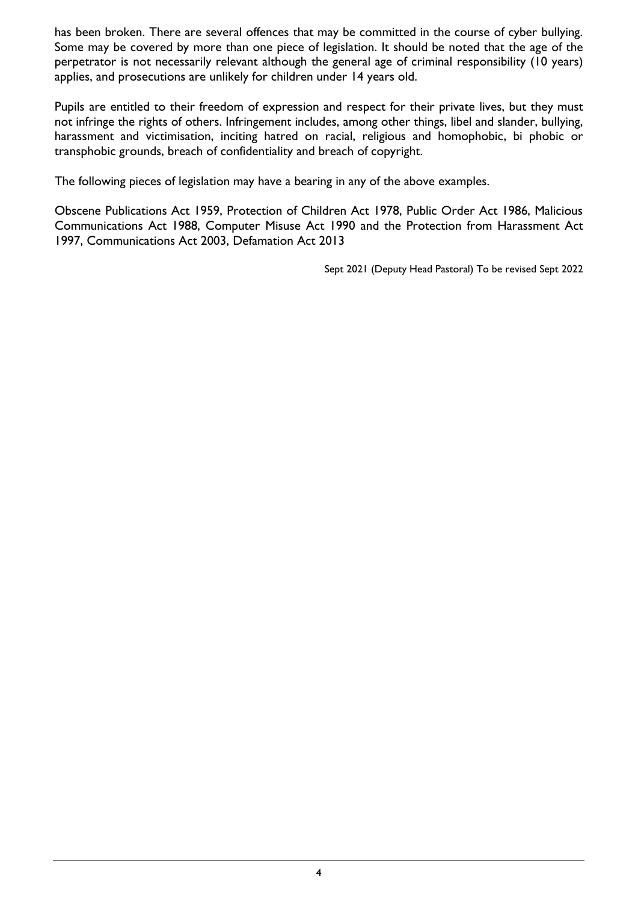has been broken. There are several offences that may be committed in the course of cyber bullying. Some may be covered by more than one piece of legislation. It should be noted that the age of the perpetrator is not necessarily relevant although the general age of criminal responsibility (10 years) applies, and prosecutions are unlikely for children under 14 years old.

Pupils are entitled to their freedom of expression and respect for their private lives, but they must not infringe the rights of others. Infringement includes, among other things, libel and slander, bullying, harassment and victimisation, inciting hatred on racial, religious and homophobic, bi phobic or transphobic grounds, breach of confidentiality and breach of copyright.

The following pieces of legislation may have a bearing in any of the above examples.

Obscene Publications Act 1959, Protection of Children Act 1978, Public Order Act 1986, Malicious Communications Act 1988, Computer Misuse Act 1990 and the Protection from Harassment Act 1997, Communications Act 2003, Defamation Act 2013

Sept 2021 (Deputy Head Pastoral) To be revised Sept 2022